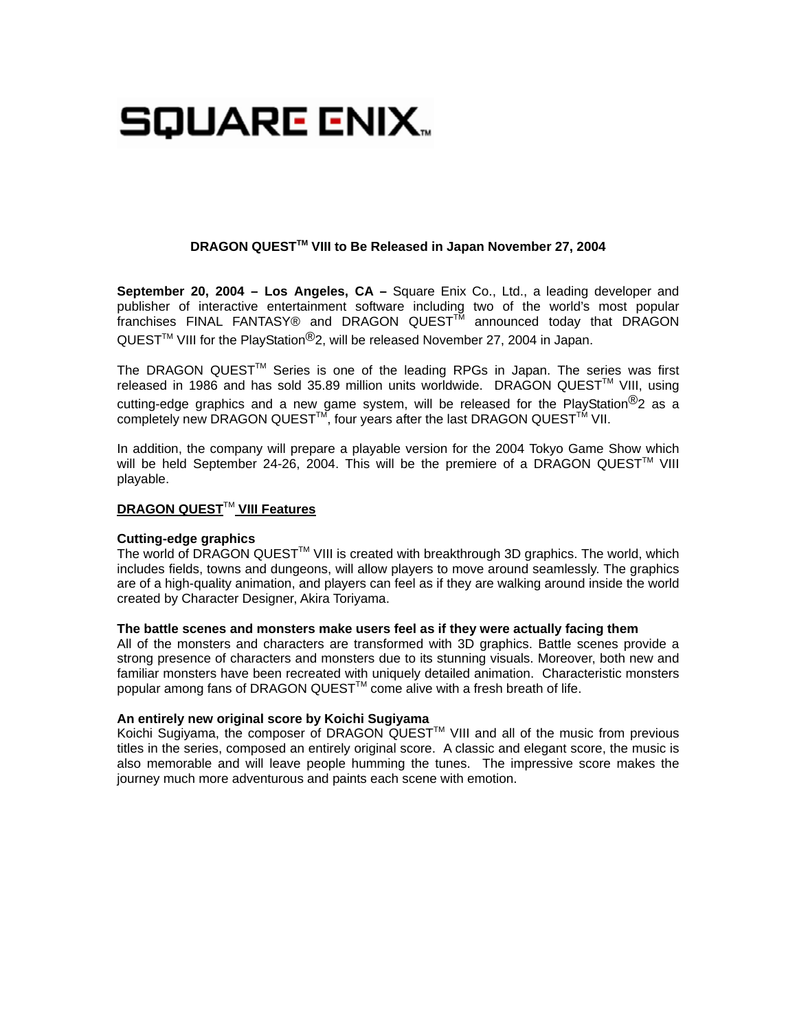SQUARE ENIX

**DRAGON QUEST™ VIII to Be Released in Japan November 27, 2004**

**September 20, 2004 – Los Angeles, CA –** Square Enix Co., Ltd., a leading developer and publisher of interactive entertainment software including two of the world's most popular franchises FINAL FANTASY® and DRAGON QUEST™ announced today that DRAGON QUEST™ VIII for the PlayStation®2, will be released November 27, 2004 in Japan.

The DRAGON QUEST™ Series is one of the leading RPGs in Japan. The series was first released in 1986 and has sold 35.89 million units worldwide. DRAGON QUEST™ VIII, using cutting-edge graphics and a new game system, will be released for the PlayStation®2 as a completely new DRAGON QUEST™, four years after the last DRAGON QUEST™ VII.

In addition, the company will prepare a playable version for the 2004 Tokyo Game Show which will be held September 24-26, 2004. This will be the premiere of a DRAGON QUEST™ VIII playable.

## DRAGON QUEST™ VIII Features

**Cutting-edge graphics**
The world of DRAGON QUEST™ VIII is created with breakthrough 3D graphics. The world, which includes fields, towns and dungeons, will allow players to move around seamlessly. The graphics are of a high-quality animation, and players can feel as if they are walking around inside the world created by Character Designer, Akira Toriyama.

**The battle scenes and monsters make users feel as if they were actually facing them**
All of the monsters and characters are transformed with 3D graphics. Battle scenes provide a strong presence of characters and monsters due to its stunning visuals. Moreover, both new and familiar monsters have been recreated with uniquely detailed animation. Characteristic monsters popular among fans of DRAGON QUEST™ come alive with a fresh breath of life.

**An entirely new original score by Koichi Sugiyama**
Koichi Sugiyama, the composer of DRAGON QUEST™ VIII and all of the music from previous titles in the series, composed an entirely original score. A classic and elegant score, the music is also memorable and will leave people humming the tunes. The impressive score makes the journey much more adventurous and paints each scene with emotion.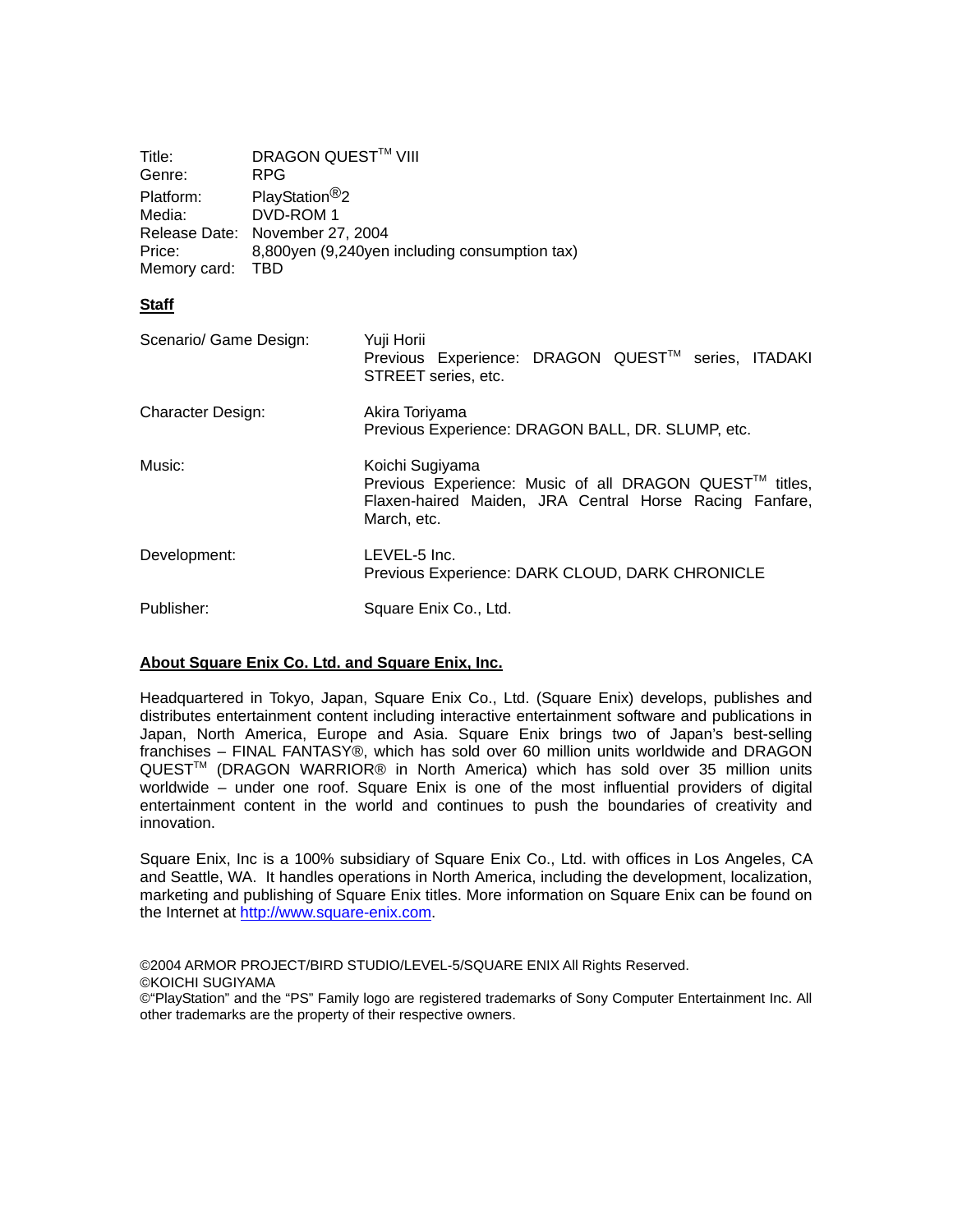| | |
|---|---|
| Title: | DRAGON QUEST™ VIII |
| Genre: | RPG |
| Platform: | PlayStation®2 |
| Media: | DVD-ROM 1 |
| Release Date: | November 27, 2004 |
| Price: | 8,800yen (9,240yen including consumption tax) |
| Memory card: | TBD |

**Staff**

| | |
|---|---|
| Scenario/ Game Design: | Yuji Horii<br>Previous Experience: DRAGON QUEST™ series, ITADAKI STREET series, etc. |
| Character Design: | Akira Toriyama<br>Previous Experience: DRAGON BALL, DR. SLUMP, etc. |
| Music: | Koichi Sugiyama<br>Previous Experience: Music of all DRAGON QUEST™ titles, Flaxen-haired Maiden, JRA Central Horse Racing Fanfare, March, etc. |
| Development: | LEVEL-5 Inc.<br>Previous Experience: DARK CLOUD, DARK CHRONICLE |
| Publisher: | Square Enix Co., Ltd. |

**About Square Enix Co. Ltd. and Square Enix, Inc.**

Headquartered in Tokyo, Japan, Square Enix Co., Ltd. (Square Enix) develops, publishes and distributes entertainment content including interactive entertainment software and publications in Japan, North America, Europe and Asia. Square Enix brings two of Japan's best-selling franchises – FINAL FANTASY®, which has sold over 60 million units worldwide and DRAGON QUEST™ (DRAGON WARRIOR® in North America) which has sold over 35 million units worldwide – under one roof. Square Enix is one of the most influential providers of digital entertainment content in the world and continues to push the boundaries of creativity and innovation.

Square Enix, Inc is a 100% subsidiary of Square Enix Co., Ltd. with offices in Los Angeles, CA and Seattle, WA. It handles operations in North America, including the development, localization, marketing and publishing of Square Enix titles. More information on Square Enix can be found on the Internet at http://www.square-enix.com.

©2004 ARMOR PROJECT/BIRD STUDIO/LEVEL-5/SQUARE ENIX All Rights Reserved.
©KOICHI SUGIYAMA
©"PlayStation" and the "PS" Family logo are registered trademarks of Sony Computer Entertainment Inc. All other trademarks are the property of their respective owners.